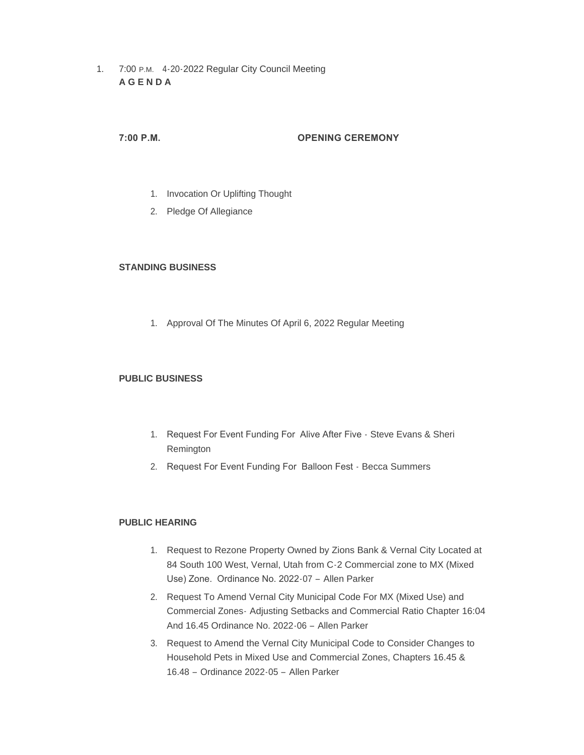1. 7:00 P.M. 4-20-2022 Regular City Council Meeting
   **A G E N D A**

**7:00 P.M.** **OPENING CEREMONY**

1. Invocation Or Uplifting Thought
2. Pledge Of Allegiance

**STANDING BUSINESS**

1. Approval Of The Minutes Of April 6, 2022 Regular Meeting

**PUBLIC BUSINESS**

1. Request For Event Funding For Alive After Five - Steve Evans & Sheri Remington
2. Request For Event Funding For Balloon Fest - Becca Summers

**PUBLIC HEARING**

1. Request to Rezone Property Owned by Zions Bank & Vernal City Located at 84 South 100 West, Vernal, Utah from C-2 Commercial zone to MX (Mixed Use) Zone. Ordinance No. 2022-07 – Allen Parker
2. Request To Amend Vernal City Municipal Code For MX (Mixed Use) and Commercial Zones- Adjusting Setbacks and Commercial Ratio Chapter 16:04 And 16.45 Ordinance No. 2022-06 – Allen Parker
3. Request to Amend the Vernal City Municipal Code to Consider Changes to Household Pets in Mixed Use and Commercial Zones, Chapters 16.45 & 16.48 – Ordinance 2022-05 – Allen Parker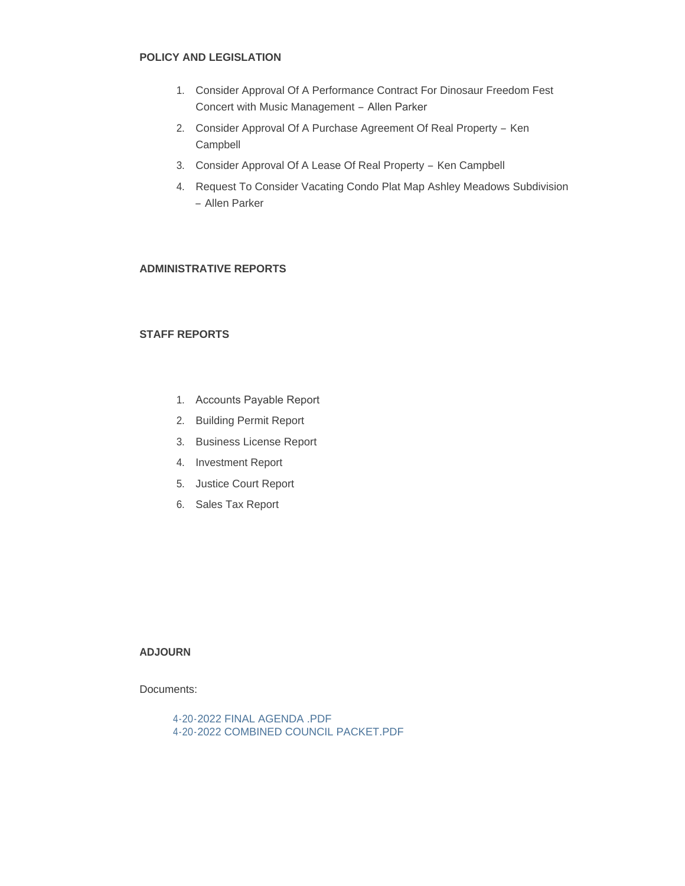**POLICY AND LEGISLATION**

1. Consider Approval Of A Performance Contract For Dinosaur Freedom Fest Concert with Music Management – Allen Parker
2. Consider Approval Of A Purchase Agreement Of Real Property – Ken Campbell
3. Consider Approval Of A Lease Of Real Property – Ken Campbell
4. Request To Consider Vacating Condo Plat Map Ashley Meadows Subdivision – Allen Parker

**ADMINISTRATIVE REPORTS**

**STAFF REPORTS**

1. Accounts Payable Report
2. Building Permit Report
3. Business License Report
4. Investment Report
5. Justice Court Report
6. Sales Tax Report

**ADJOURN**

Documents:

4-20-2022 FINAL AGENDA .PDF
4-20-2022 COMBINED COUNCIL PACKET.PDF